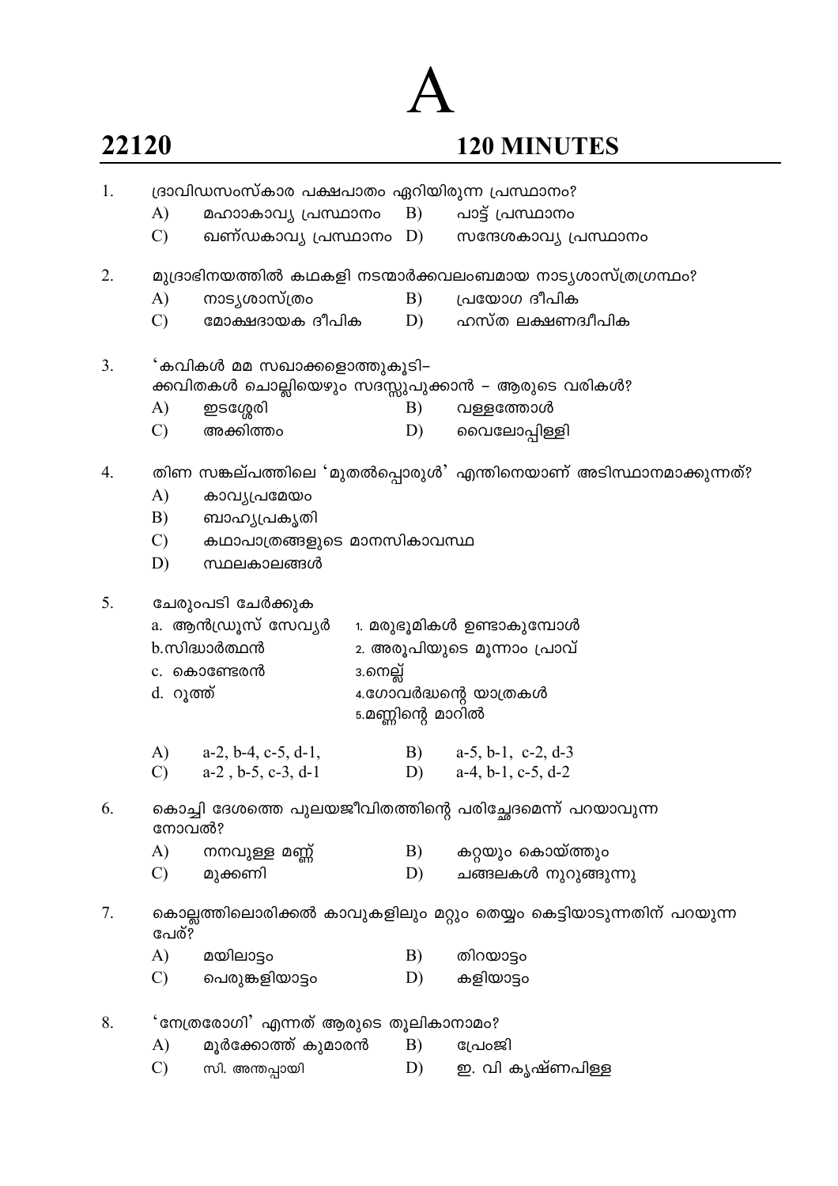# A

**22120** **120 MINUTES**

1. ദ്രാവിഡസംസ്കാര പക്ഷപാതം ഏറിയിരുന്ന പ്രസ്ഥാനം?
   - A) മഹാകാവ്യ പ്രസ്ഥാനം
   - B) പാട്ട് പ്രസ്ഥാനം
   - C) ഖണ്ഡകാവ്യ പ്രസ്ഥാനം
   - D) സന്ദേശകാവ്യ പ്രസ്ഥാനം

2. മുദ്രാഭിനയത്തിൽ കഥകളി നടന്മാർക്കവലംബമായ നാട്യശാസ്ത്രഗ്രന്ഥം?
   - A) നാട്യശാസ്ത്രം
   - B) പ്രയോഗ ദീപിക
   - C) മോക്ഷദായക ദീപിക
   - D) ഹസ്ത ലക്ഷണദീപിക

3. 'കവികൾ മമ സഖാക്കളൊത്തുകൂടി–
   ക്കവിതകൾ ചൊല്ലിയെഴും സദസ്സുപുക്കാൻ – ആരുടെ വരികൾ?
   - A) ഇടശ്ശേരി
   - B) വള്ളത്തോൾ
   - C) അക്കിത്തം
   - D) വൈലോപ്പിള്ളി

4. തിണ സങ്കല്പത്തിലെ 'മുതൽപ്പൊരുൾ' എന്തിനെയാണ് അടിസ്ഥാനമാക്കുന്നത്?
   - A) കാവ്യപ്രമേയം
   - B) ബാഹ്യപ്രകൃതി
   - C) കഥാപാത്രങ്ങളുടെ മാനസികാവസ്ഥ
   - D) സ്ഥലകാലങ്ങൾ

5. ചേരുംപടി ചേർക്കുക

   | | |
   |---|---|
   | a. ആൻഡ്രൂസ് സേവ്യർ | 1. മരുഭൂമികൾ ഉണ്ടാകുമ്പോൾ |
   | b.സിദ്ധാർത്ഥൻ | 2. അരൂപിയുടെ മൂന്നാം പ്രാവ് |
   | c. കൊണ്ടേരൻ | 3.നെല്ല് |
   | d. റൂത്ത് | 4.ഗോവർദ്ധന്റെ യാത്രകൾ |
   | | 5.മണ്ണിന്റെ മാറിൽ |

   - A) a-2, b-4, c-5, d-1,
   - B) a-5, b-1, c-2, d-3
   - C) a-2 , b-5, c-3, d-1
   - D) a-4, b-1, c-5, d-2

6. കൊച്ചി ദേശത്തെ പുലയജീവിതത്തിന്റെ പരിച്ഛേദമെന്ന് പറയാവുന്ന നോവൽ?
   - A) നനവുള്ള മണ്ണ്
   - B) കറ്റയും കൊയ്ത്തും
   - C) മുക്കണി
   - D) ചങ്ങലകൾ നുറുങ്ങുന്നു

7. കൊല്ലത്തിലൊരിക്കൽ കാവുകളിലും മറ്റും തെയ്യം കെട്ടിയാടുന്നതിന് പറയുന്ന പേര്?
   - A) മയിലാട്ടം
   - B) തിറയാട്ടം
   - C) പെരുങ്കളിയാട്ടം
   - D) കളിയാട്ടം

8. 'നേത്രരോഗി' എന്നത് ആരുടെ തൂലികാനാമം?
   - A) മൂർക്കോത്ത് കുമാരൻ
   - B) പ്രേംജി
   - C) സി. അന്തപ്പായി
   - D) ഇ. വി കൃഷ്ണപിള്ള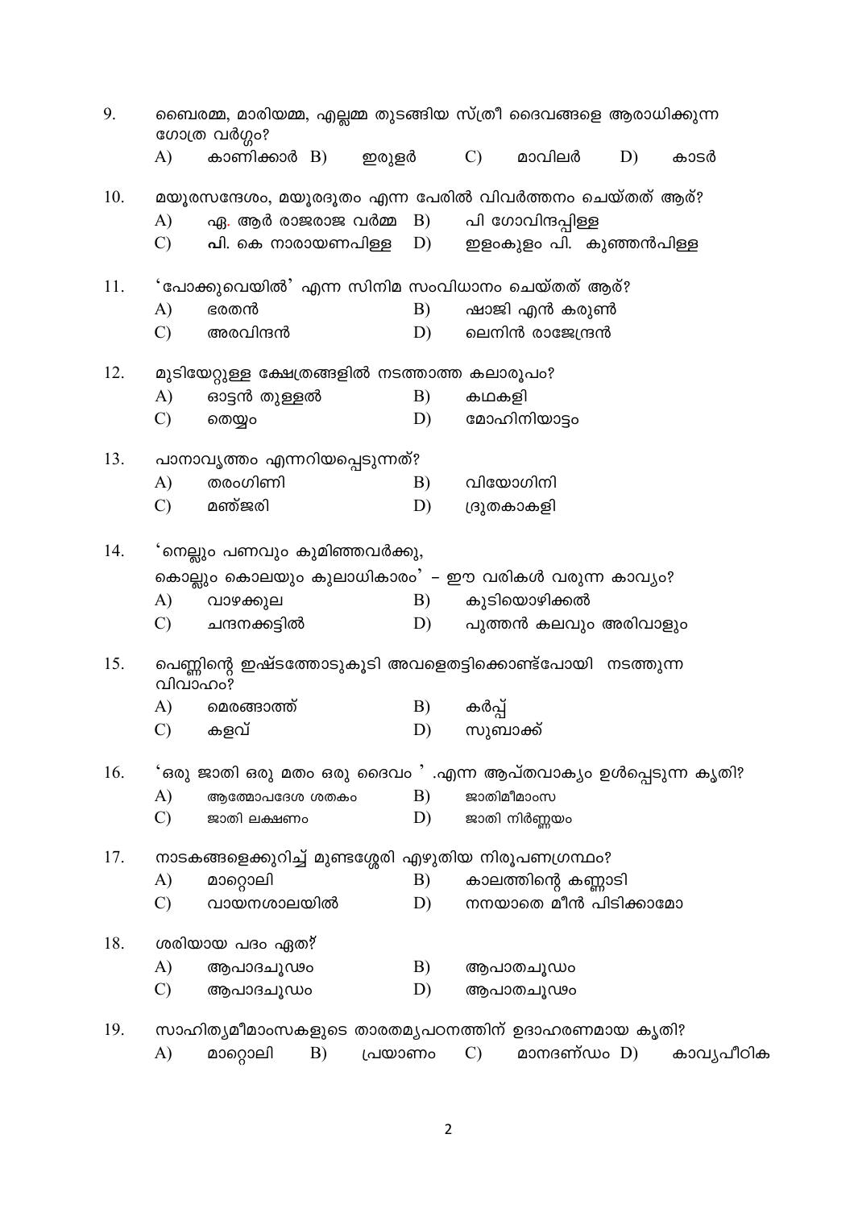9. ബൈരമ്മ, മാരിയമ്മ, എല്ലമ്മ തുടങ്ങിയ സ്ത്രീ ദൈവങ്ങളെ ആരാധിക്കുന്ന ഗോത്ര വർഗ്ഗം?
   A) കാണിക്കാർ B) ഇരുളർ C) മാവിലർ D) കാടർ

10. മയൂരസന്ദേശം, മയൂരദൂതം എന്ന പേരിൽ വിവർത്തനം ചെയ്തത് ആര്?
    A) ഏ. ആർ രാജരാജ വർമ്മ B) പി ഗോവിന്ദപ്പിള്ള
    C) പി. കെ നാരായണപിള്ള D) ഇളംകുളം പി. കുഞ്ഞൻപിള്ള

11. 'പോക്കുവെയിൽ' എന്ന സിനിമ സംവിധാനം ചെയ്തത് ആര്?
    A) ഭരതൻ B) ഷാജി എൻ കരുൺ
    C) അരവിന്ദൻ D) ലെനിൻ രാജേന്ദ്രൻ

12. മുടിയേറ്റുള്ള ക്ഷേത്രങ്ങളിൽ നടത്താത്ത കലാരൂപം?
    A) ഓട്ടൻ തുള്ളൽ B) കഥകളി
    C) തെയ്യം D) മോഹിനിയാട്ടം

13. പാനാവൃത്തം എന്നറിയപ്പെടുന്നത്?
    A) തരംഗിണി B) വിയോഗിനി
    C) മഞ്ജരി D) ദ്രുതകാകളി

14. 'നെല്ലും പണവും കുമിഞ്ഞവർക്കു,
    കൊല്ലും കൊലയും കുലാധികാരം' – ഈ വരികൾ വരുന്ന കാവ്യം?
    A) വാഴക്കുല B) കുടിയൊഴിക്കൽ
    C) ചന്ദനക്കട്ടിൽ D) പുത്തൻ കലവും അരിവാളും

15. പെണ്ണിന്റെ ഇഷ്ടത്തോടുകൂടി അവളെതട്ടിക്കൊണ്ട്പോയി നടത്തുന്ന വിവാഹം?
    A) മെരങ്ങാത്ത് B) കർപ്പ്
    C) കളവ് D) സുബാക്ക്

16. 'ഒരു ജാതി ഒരു മതം ഒരു ദൈവം ' .എന്ന ആപ്തവാക്യം ഉൾപ്പെടുന്ന കൃതി?
    A) ആത്മോപദേശ ശതകം B) ജാതിമീമാംസ
    C) ജാതി ലക്ഷണം D) ജാതി നിർണ്ണയം

17. നാടകങ്ങളെക്കുറിച്ച് മുണ്ടശ്ശേരി എഴുതിയ നിരൂപണഗ്രന്ഥം?
    A) മാറ്റൊലി B) കാലത്തിന്റെ കണ്ണാടി
    C) വായനശാലയിൽ D) നനയാതെ മീൻ പിടിക്കാമോ

18. ശരിയായ പദം ഏത്?
    A) ആപാദചൂഢം B) ആപാതചൂഡം
    C) ആപാദചൂഡം D) ആപാതചൂഢം

19. സാഹിത്യമീമാംസകളുടെ താരതമ്യപഠനത്തിന് ഉദാഹരണമായ കൃതി?
    A) മാറ്റൊലി B) പ്രയാണം C) മാനദണ്ഡം D) കാവ്യപീഠിക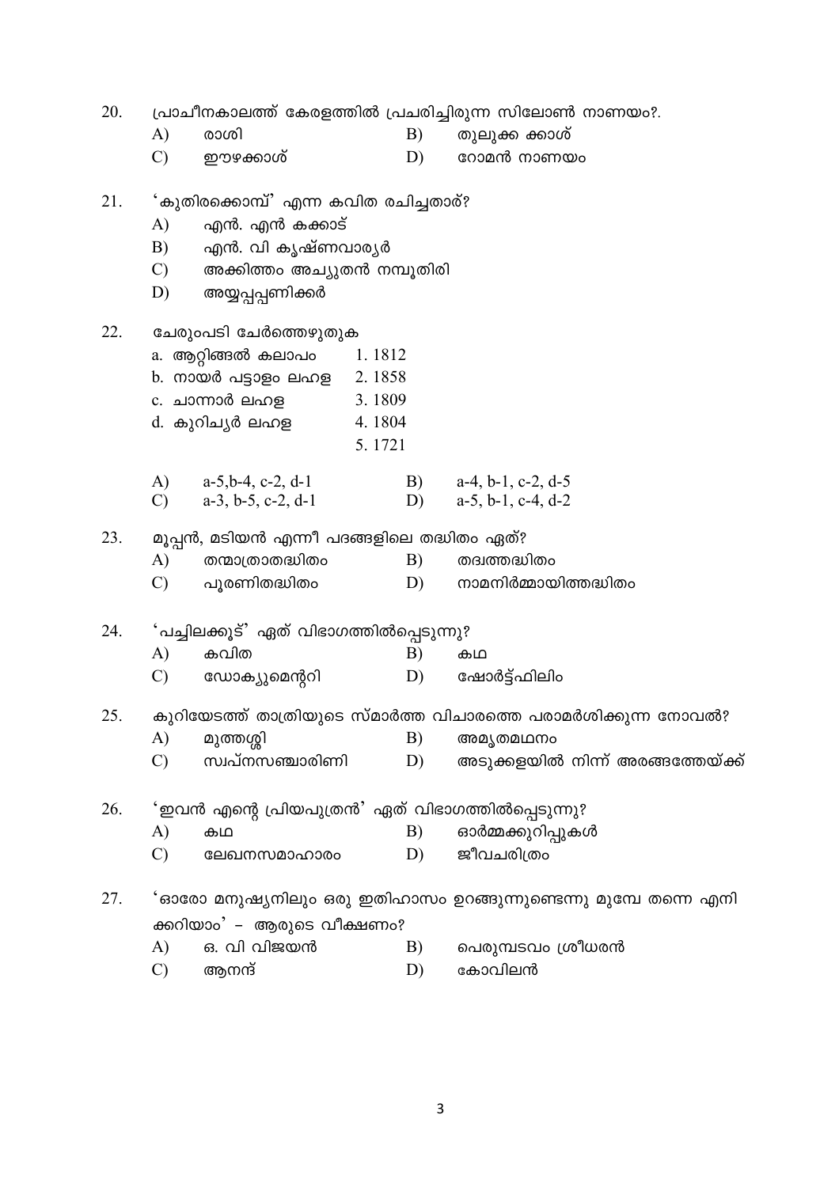20. പ്രാചീനകാലത്ത് കേരളത്തിൽ പ്രചരിച്ചിരുന്ന സിലോൺ നാണയം?.

A) രാശി B) തുലുക്ക ക്കാശ്
C) ഈഴക്കാശ് D) റോമൻ നാണയം

21. 'കുതിരക്കൊമ്പ്' എന്ന കവിത രചിച്ചതാര്?

A) എൻ. എൻ കക്കാട്
B) എൻ. വി കൃഷ്ണവാര്യർ
C) അക്കിത്തം അച്യുതൻ നമ്പൂതിരി
D) അയ്യപ്പപ്പണിക്കർ

22. ചേരുംപടി ചേർത്തെഴുതുക

| | |
|---|---|
| a. ആറ്റിങ്ങൽ കലാപം | 1. 1812 |
| b. നായർ പട്ടാളം ലഹള | 2. 1858 |
| c. ചാന്നാർ ലഹള | 3. 1809 |
| d. കുറിച്യർ ലഹള | 4. 1804 |
| | 5. 1721 |

A) a-5,b-4, c-2, d-1 B) a-4, b-1, c-2, d-5
C) a-3, b-5, c-2, d-1 D) a-5, b-1, c-4, d-2

23. മൂപ്പൻ, മടിയൻ എന്നീ പദങ്ങളിലെ തദ്ധിതം ഏത്?

A) തന്മാത്രാതദ്ധിതം B) തദ്വത്തദ്ധിതം
C) പൂരണിതദ്ധിതം D) നാമനിർമ്മായിത്തദ്ധിതം

24. 'പച്ചിലക്കൂട്' ഏത് വിഭാഗത്തിൽപ്പെടുന്നു?

A) കവിത B) കഥ
C) ഡോക്യുമെന്ററി D) ഷോർട്ട്ഫിലിം

25. കുറിയേടത്ത് താത്രിയുടെ സ്മാർത്ത വിചാരത്തെ പരാമർശിക്കുന്ന നോവൽ?

A) മുത്തശ്ശി B) അമൃതമഥനം
C) സ്വപ്നസഞ്ചാരിണി D) അടുക്കളയിൽ നിന്ന് അരങ്ങത്തേയ്ക്ക്

26. 'ഇവൻ എന്റെ പ്രിയപുത്രൻ' ഏത് വിഭാഗത്തിൽപ്പെടുന്നു?

A) കഥ B) ഓർമ്മക്കുറിപ്പുകൾ
C) ലേഖനസമാഹാരം D) ജീവചരിത്രം

27. 'ഓരോ മനുഷ്യനിലും ഒരു ഇതിഹാസം ഉറങ്ങുന്നുണ്ടെന്നു മുമ്പേ തന്നെ എനിക്കറിയാം' – ആരുടെ വീക്ഷണം?

A) ഒ. വി വിജയൻ B) പെരുമ്പടവം ശ്രീധരൻ
C) ആനന്ദ് D) കോവിലൻ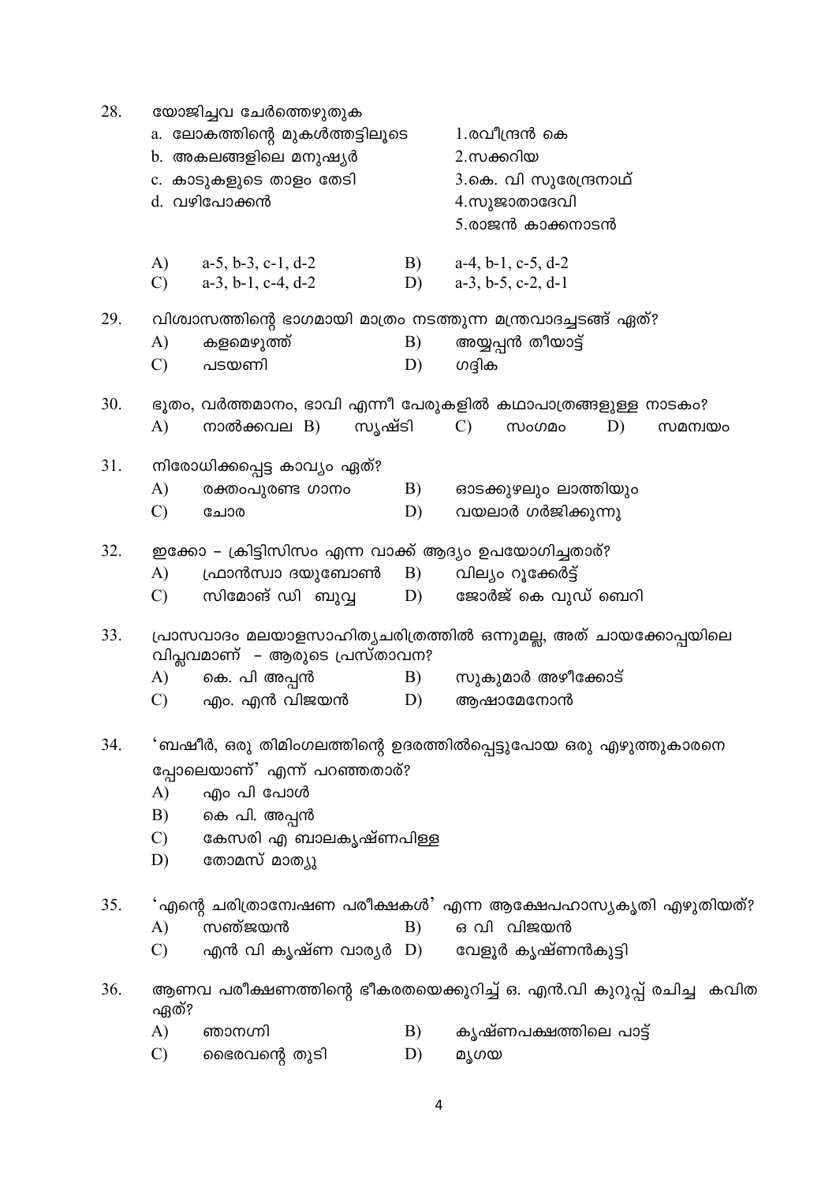28. യോജിച്ചവ ചേർത്തെഴുതുക

| | |
|---|---|
| a. ലോകത്തിന്റെ മുകൾത്തട്ടിലൂടെ | 1.രവീന്ദ്രൻ കെ |
| b. അകലങ്ങളിലെ മനുഷ്യർ | 2.സക്കറിയ |
| c. കാടുകളുടെ താളം തേടി | 3.കെ. വി സുരേന്ദ്രനാഥ് |
| d. വഴിപോക്കൻ | 4.സുജാതാദേവി |
| | 5.രാജൻ കാക്കനാടൻ |

A) a-5, b-3, c-1, d-2
B) a-4, b-1, c-5, d-2
C) a-3, b-1, c-4, d-2
D) a-3, b-5, c-2, d-1

29. വിശ്വാസത്തിന്റെ ഭാഗമായി മാത്രം നടത്തുന്ന മന്ത്രവാദച്ചടങ്ങ് ഏത്?
A) കളമെഴുത്ത്
B) അയ്യപ്പൻ തീയാട്ട്
C) പടയണി
D) ഗദ്ദിക

30. ഭൂതം, വർത്തമാനം, ഭാവി എന്നീ പേരുകളിൽ കഥാപാത്രങ്ങളുള്ള നാടകം?
A) നാൽക്കവല
B) സൃഷ്ടി
C) സംഗമം
D) സമന്വയം

31. നിരോധിക്കപ്പെട്ട കാവ്യം ഏത്?
A) രക്തംപുരണ്ട ഗാനം
B) ഓടക്കുഴലും ലാത്തിയും
C) ചോര
D) വയലാർ ഗർജിക്കുന്നു

32. ഇക്കോ – ക്രിട്ടിസിസം എന്ന വാക്ക് ആദ്യം ഉപയോഗിച്ചതാര്?
A) ഫ്രാൻസ്വാ ദയുബോൺ
B) വില്യം റൂക്കേർട്ട്
C) സിമോങ് ഡി ബുവ്വ
D) ജോർജ് കെ വുഡ് ബെറി

33. പ്രാസവാദം മലയാളസാഹിത്യചരിത്രത്തിൽ ഒന്നുമല്ല, അത് ചായക്കോപ്പയിലെ വിപ്ലവമാണ് – ആരുടെ പ്രസ്താവന?
A) കെ. പി അപ്പൻ
B) സുകുമാർ അഴീക്കോട്
C) എം. എൻ വിജയൻ
D) ആഷാമേനോൻ

34. 'ബഷീർ, ഒരു തിമിംഗലത്തിന്റെ ഉദരത്തിൽപ്പെട്ടുപോയ ഒരു എഴുത്തുകാരനെ പ്പോലെയാണ്' എന്ന് പറഞ്ഞതാര്?
A) എം പി പോൾ
B) കെ പി. അപ്പൻ
C) കേസരി എ ബാലകൃഷ്ണപിള്ള
D) തോമസ് മാത്യു

35. 'എന്റെ ചരിത്രാന്വേഷണ പരീക്ഷകൾ' എന്ന ആക്ഷേപഹാസ്യകൃതി എഴുതിയത്?
A) സഞ്ജയൻ
B) ഒ വി വിജയൻ
C) എൻ വി കൃഷ്ണ വാര്യർ
D) വേളൂർ കൃഷ്ണൻകുട്ടി

36. ആണവ പരീക്ഷണത്തിന്റെ ഭീകരതയെക്കുറിച്ച് ഒ. എൻ.വി കുറുപ്പ് രചിച്ച കവിത ഏത്?
A) ഞാനഗ്നി
B) കൃഷ്ണപക്ഷത്തിലെ പാട്ട്
C) ഭൈരവന്റെ തുടി
D) മൃഗയ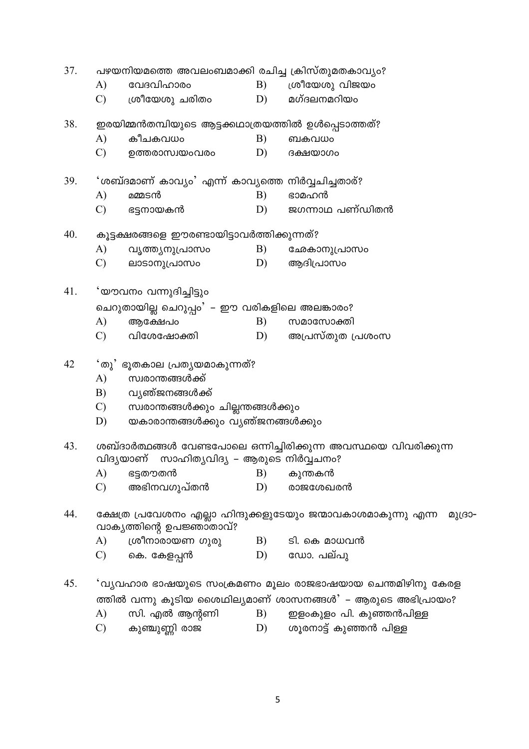37. പഴയനിയമത്തെ അവലംബമാക്കി രചിച്ച ക്രിസ്തുമതകാവ്യം?
   - A) വേദവിഹാരം
   - B) ശ്രീയേശു വിജയം
   - C) ശ്രീയേശു ചരിതം
   - D) മഗ്ദലനമറിയം

38. ഇരയിമ്മൻതമ്പിയുടെ ആട്ടക്കഥാത്രയത്തിൽ ഉൾപ്പെടാത്തത്?
   - A) കീചകവധം
   - B) ബകവധം
   - C) ഉത്തരാസ്വയംവരം
   - D) ദക്ഷയാഗം

39. 'ശബ്ദമാണ് കാവ്യം' എന്ന് കാവ്യത്തെ നിർവ്വചിച്ചതാര്?
   - A) മമ്മടൻ
   - B) ഭാമഹൻ
   - C) ഭട്ടനായകൻ
   - D) ജഗന്നാഥ പണ്ഡിതൻ

40. കൂട്ടക്ഷരങ്ങളെ ഈരണ്ടായിട്ടാവർത്തിക്കുന്നത്?
   - A) വൃത്ത്യനുപ്രാസം
   - B) ഛേകാനുപ്രാസം
   - C) ലാടാനുപ്രാസം
   - D) ആദിപ്രാസം

41. 'യൗവനം വന്നുദിച്ചിട്ടും
   ചെറുതായില്ല ചെറുപ്പം' – ഈ വരികളിലെ അലങ്കാരം?
   - A) ആക്ഷേപം
   - B) സമാസോക്തി
   - C) വിശേഷോക്തി
   - D) അപ്രസ്തുത പ്രശംസ

42. 'തു' ഭൂതകാല പ്രത്യയമാകുന്നത്?
   - A) സ്വരാന്തങ്ങൾക്ക്
   - B) വ്യഞ്ജനങ്ങൾക്ക്
   - C) സ്വരാന്തങ്ങൾക്കും ചില്ലന്തങ്ങൾക്കും
   - D) യകാരാന്തങ്ങൾക്കും വ്യഞ്ജനങ്ങൾക്കും

43. ശബ്ദാർത്ഥങ്ങൾ വേണ്ടപോലെ ഒന്നിച്ചിരിക്കുന്ന അവസ്ഥയെ വിവരിക്കുന്ന വിദ്യയാണ് സാഹിത്യവിദ്യ – ആരുടെ നിർവ്വചനം?
   - A) ഭട്ടതൗതൻ
   - B) കുന്തകൻ
   - C) അഭിനവഗുപ്തൻ
   - D) രാജശേഖരൻ

44. ക്ഷേത്ര പ്രവേശനം എല്ലാ ഹിന്ദുക്കളുടേയും ജന്മാവകാശമാകുന്നു എന്ന മുദ്രാ-വാക്യത്തിന്റെ ഉപജ്ഞാതാവ്?
   - A) ശ്രീനാരായണ ഗുരു
   - B) ടി. കെ മാധവൻ
   - C) കെ. കേളപ്പൻ
   - D) ഡോ. പല്പു

45. 'വ്യവഹാര ഭാഷയുടെ സംക്രമണം മൂലം രാജഭാഷയായ ചെന്തമിഴിനു കേരള ത്തിൽ വന്നു കൂടിയ ശൈഥില്യമാണ് ശാസനങ്ങൾ' – ആരുടെ അഭിപ്രായം?
   - A) സി. എൽ ആന്റണി
   - B) ഇളംകുളം പി. കുഞ്ഞൻപിള്ള
   - C) കുഞ്ചുണ്ണി രാജ
   - D) ശൂരനാട്ട് കുഞ്ഞൻ പിള്ള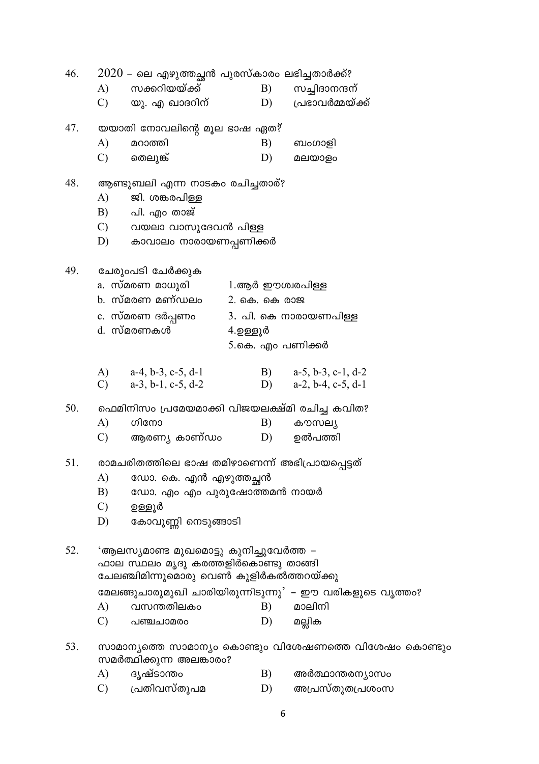46. 2020 – ലെ എഴുത്തച്ഛൻ പുരസ്കാരം ലഭിച്ചതാർക്ക്?

A) സക്കറിയയ്ക്ക്
B) സച്ചിദാനന്ദന്
C) യു. എ ഖാദറിന്
D) പ്രഭാവർമ്മയ്ക്ക്

47. യയാതി നോവലിന്റെ മൂല ഭാഷ ഏത്?

A) മറാത്തി
B) ബംഗാളി
C) തെലുങ്ക്
D) മലയാളം

48. ആണ്ടുബലി എന്ന നാടകം രചിച്ചതാര്?

A) ജി. ശങ്കരപിള്ള
B) പി. എം താജ്
C) വയലാ വാസുദേവൻ പിള്ള
D) കാവാലം നാരായണപ്പണിക്കർ

49. ചേരുംപടി ചേർക്കുക

a. സ്മരണ മാധുരി — 1.ആർ ഈശ്വരപിള്ള
b. സ്മരണ മണ്ഡലം — 2. കെ. കെ രാജ
c. സ്മരണ ദർപ്പണം — 3. പി. കെ നാരായണപിള്ള
d. സ്മരണകൾ — 4.ഉള്ളൂർ
5.കെ. എം പണിക്കർ

A) a-4, b-3, c-5, d-1
B) a-5, b-3, c-1, d-2
C) a-3, b-1, c-5, d-2
D) a-2, b-4, c-5, d-1

50. ഫെമിനിസം പ്രമേയമാക്കി വിജയലക്ഷ്മി രചിച്ച കവിത?

A) ഗിനോ
B) കൗസല്യ
C) ആരണ്യ കാണ്ഡം
D) ഉൽപത്തി

51. രാമചരിതത്തിലെ ഭാഷ തമിഴാണെന്ന് അഭിപ്രായപ്പെട്ടത്

A) ഡോ. കെ. എൻ എഴുത്തച്ഛൻ
B) ഡോ. എം എം പുരുഷോത്തമൻ നായർ
C) ഉള്ളൂർ
D) കോവുണ്ണി നെടുങ്ങാടി

52. 'ആലസ്യമാണ്ട മുഖമൊട്ടു കുനിച്ചുവേർത്ത –
ഫാല സ്ഥലം മൃദു കരത്തളിർകൊണ്ടു താങ്ങി
ചേലഞ്ചിമിന്നുമൊരു വെൺ കുളിർകൽത്തറയ്ക്കു
മേലങ്ങുചാരുമുഖി ചാരിയിരുന്നിടുന്നു' – ഈ വരികളുടെ വൃത്തം?

A) വസന്തതിലകം
B) മാലിനി
C) പഞ്ചചാമരം
D) മല്ലിക

53. സാമാന്യത്തെ സാമാന്യം കൊണ്ടും വിശേഷണത്തെ വിശേഷം കൊണ്ടും സമർത്ഥിക്കുന്ന അലങ്കാരം?

A) ദൃഷ്ടാന്തം
B) അർത്ഥാന്തരന്യാസം
C) പ്രതിവസ്തൂപമ
D) അപ്രസ്തുതപ്രശംസ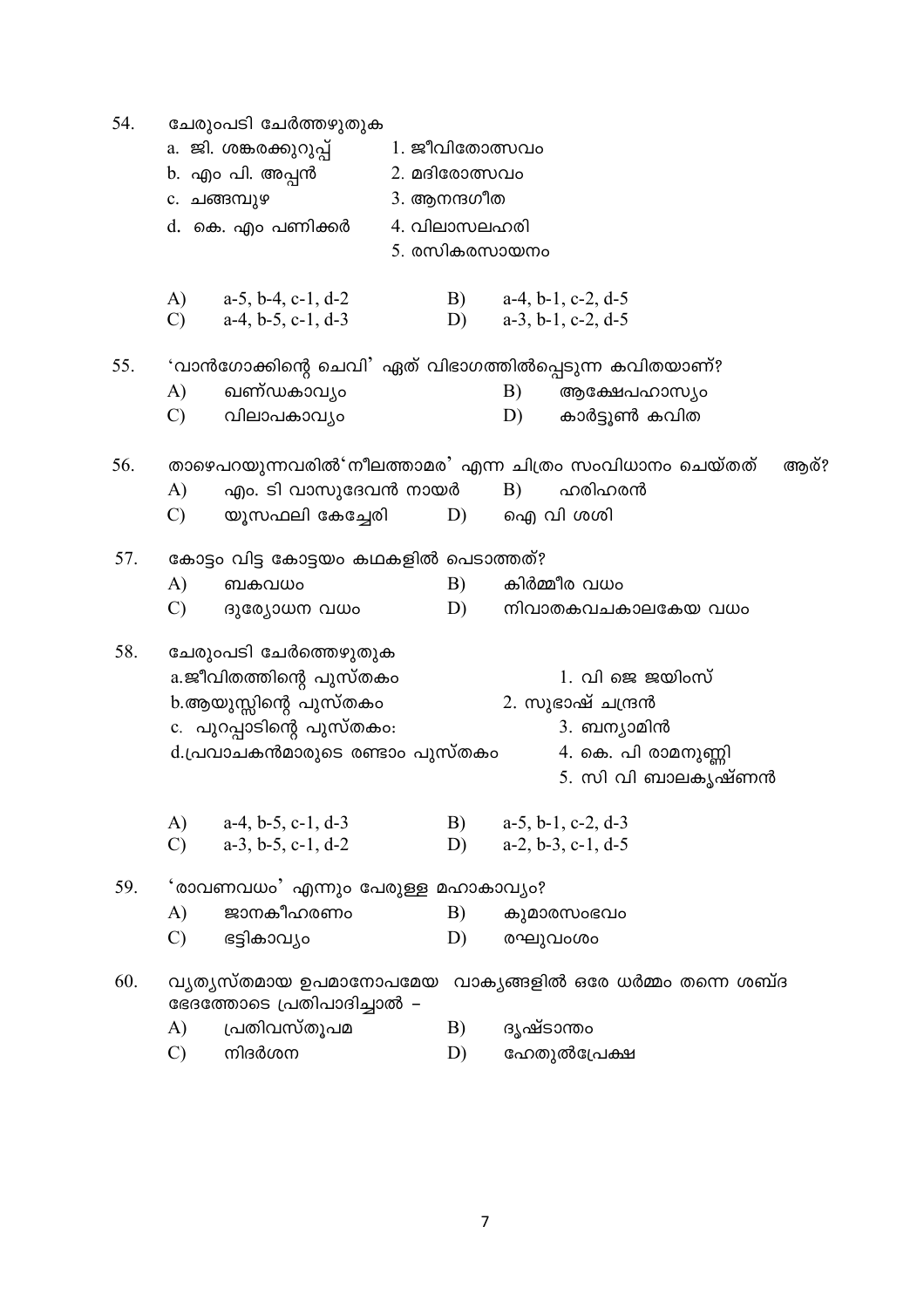54. ചേരുംപടി ചേർത്തഴുതുക

a. ജി. ശങ്കരക്കുറുപ്പ് — 1. ജീവിതോത്സവം
b. എം പി. അപ്പൻ — 2. മദിരോത്സവം
c. ചങ്ങമ്പുഴ — 3. ആനന്ദഗീത
d. കെ. എം പണിക്കർ — 4. വിലാസലഹരി
5. രസികരസായനം

A) a-5, b-4, c-1, d-2 B) a-4, b-1, c-2, d-5
C) a-4, b-5, c-1, d-3 D) a-3, b-1, c-2, d-5

55. 'വാൻഗോക്കിന്റെ ചെവി' ഏത് വിഭാഗത്തിൽപ്പെടുന്ന കവിതയാണ്?

A) ഖണ്ഡകാവ്യം B) ആക്ഷേപഹാസ്യം
C) വിലാപകാവ്യം D) കാർട്ടൂൺ കവിത

56. താഴെപറയുന്നവരിൽ'നീലത്താമര' എന്ന ചിത്രം സംവിധാനം ചെയ്തത് ആര്?

A) എം. ടി വാസുദേവൻ നായർ B) ഹരിഹരൻ
C) യൂസഫലി കേച്ചേരി D) ഐ വി ശശി

57. കോട്ടം വിട്ട കോട്ടയം കഥകളിൽ പെടാത്തത്?

A) ബകവധം B) കിർമ്മീര വധം
C) ദുര്യോധന വധം D) നിവാതകവചകാലകേയ വധം

58. ചേരുംപടി ചേർത്തെഴുതുക

a.ജീവിതത്തിന്റെ പുസ്തകം — 1. വി ജെ ജയിംസ്
b.ആയുസ്സിന്റെ പുസ്തകം — 2. സുഭാഷ് ചന്ദ്രൻ
c. പുറപ്പാടിന്റെ പുസ്തകം: — 3. ബന്യാമിൻ
d.പ്രവാചകൻമാരുടെ രണ്ടാം പുസ്തകം — 4. കെ. പി രാമനുണ്ണി
5. സി വി ബാലകൃഷ്ണൻ

A) a-4, b-5, c-1, d-3 B) a-5, b-1, c-2, d-3
C) a-3, b-5, c-1, d-2 D) a-2, b-3, c-1, d-5

59. 'രാവണവധം' എന്നും പേരുള്ള മഹാകാവ്യം?

A) ജാനകീഹരണം B) കുമാരസംഭവം
C) ഭട്ടികാവ്യം D) രഘുവംശം

60. വ്യത്യസ്തമായ ഉപമാനോപമേയ വാക്യങ്ങളിൽ ഒരേ ധർമ്മം തന്നെ ശബ്ദ ഭേദത്തോടെ പ്രതിപാദിച്ചാൽ –

A) പ്രതിവസ്തൂപമ B) ദൃഷ്ടാന്തം
C) നിദർശന D) ഹേതുൽപ്രേക്ഷ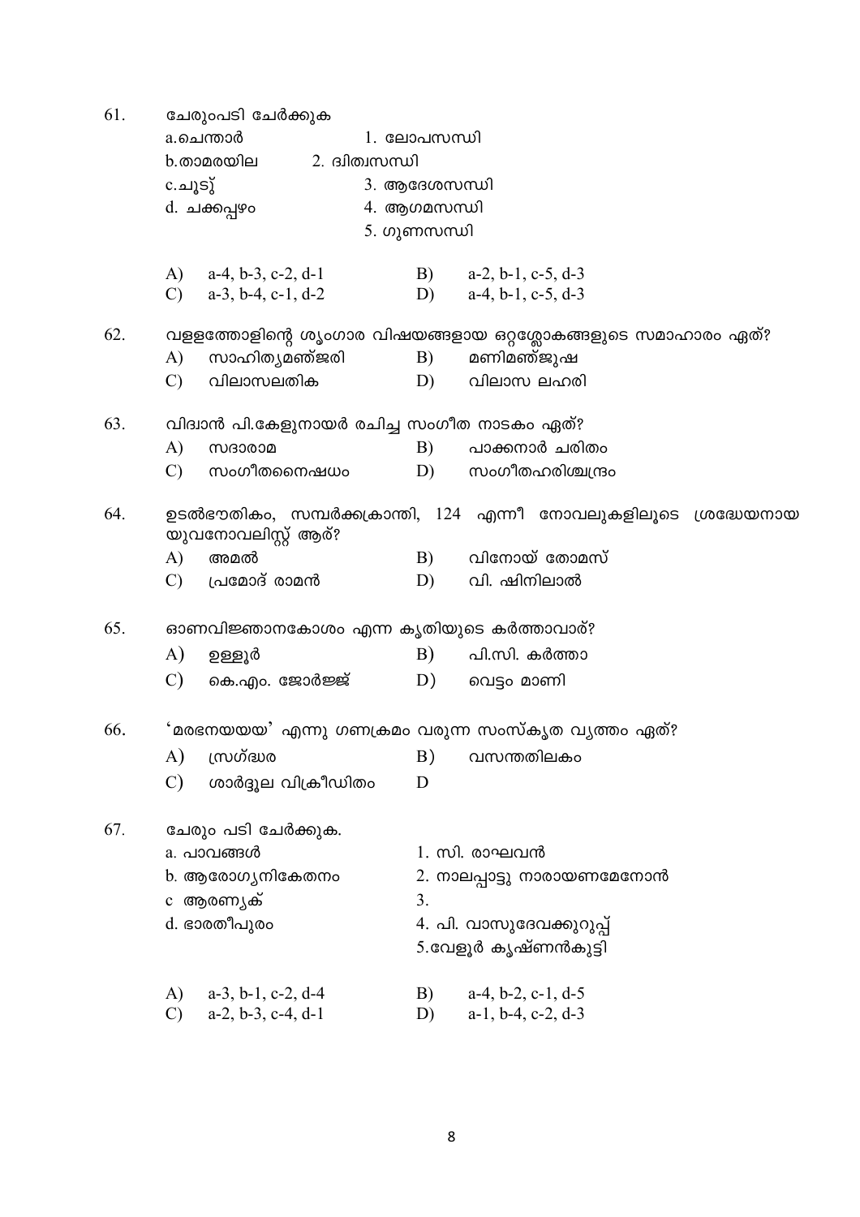61. ചേരുംപടി ചേർക്കുക

a.ചെന്താർ — 1. ലോപസന്ധി
b.താമരയില — 2. ദ്വിത്വസന്ധി
c.ചൂടു് — 3. ആദേശസന്ധി
d. ചക്കപ്പഴം — 4. ആഗമസന്ധി
5. ഗുണസന്ധി

A) a-4, b-3, c-2, d-1  B) a-2, b-1, c-5, d-3
C) a-3, b-4, c-1, d-2  D) a-4, b-1, c-5, d-3

62. വള്ളത്തോളിന്റെ ശൃംഗാര വിഷയങ്ങളായ ഒറ്റശ്ലോകങ്ങളുടെ സമാഹാരം ഏത്?

A) സാഹിത്യമഞ്ജരി  B) മണിമഞ്ജുഷ
C) വിലാസലതിക  D) വിലാസ ലഹരി

63. വിദ്വാൻ പി.കേളുനായർ രചിച്ച സംഗീത നാടകം ഏത്?

A) സദാരാമ  B) പാക്കനാർ ചരിതം
C) സംഗീതനൈഷധം  D) സംഗീതഹരിശ്ചന്ദ്രം

64. ഉടൽഭൗതികം, സമ്പർക്കക്രാന്തി, 124 എന്നീ നോവലുകളിലൂടെ ശ്രദ്ധേയനായ യുവനോവലിസ്റ്റ് ആര്?

A) അമൽ  B) വിനോയ് തോമസ്
C) പ്രമോദ് രാമൻ  D) വി. ഷിനിലാൽ

65. ഓണവിജ്ഞാനകോശം എന്ന കൃതിയുടെ കർത്താവാര്?

A) ഉള്ളൂർ  B) പി.സി. കർത്താ
C) കെ.എം. ജോർജ്ജ്  D) വെട്ടം മാണി

66. 'മരഭനയയയ' എന്നു ഗണക്രമം വരുന്ന സംസ്കൃത വൃത്തം ഏത്?

A) സ്രഗ്ദ്ധര  B) വസന്തതിലകം
C) ശാർദ്ദൂല വിക്രീഡിതം  D

67. ചേരും പടി ചേർക്കുക.

a. പാവങ്ങൾ — 1. സി. രാഘവൻ
b. ആരോഗ്യനികേതനം — 2. നാലപ്പാട്ടു നാരായണമേനോൻ
c ആരണ്യക് — 3.
d. ഭാരതീപുരം — 4. പി. വാസുദേവക്കുറുപ്പ്
5.വേളൂർ കൃഷ്ണൻകുട്ടി

A) a-3, b-1, c-2, d-4  B) a-4, b-2, c-1, d-5
C) a-2, b-3, c-4, d-1  D) a-1, b-4, c-2, d-3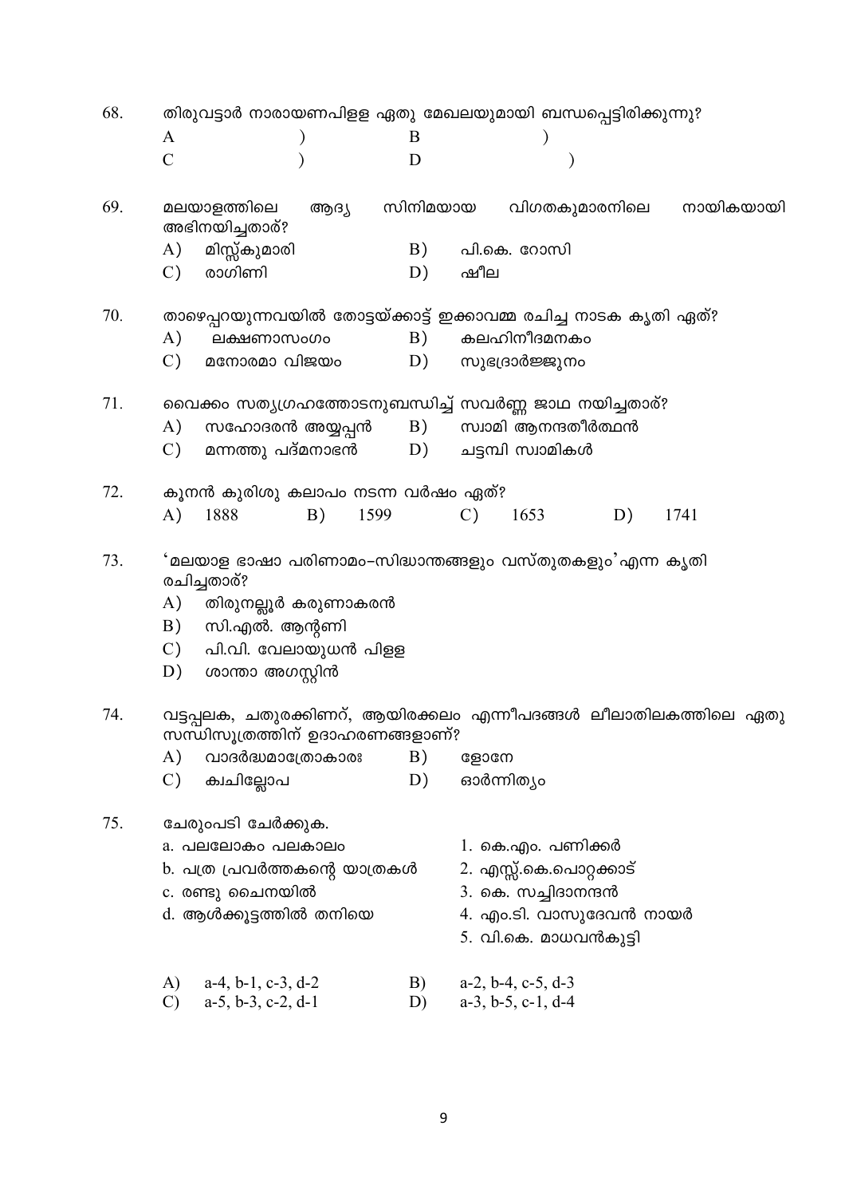68. തിരുവട്ടാർ നാരായണപിള്ള ഏതു മേഖലയുമായി ബന്ധപ്പെട്ടിരിക്കുന്നു?

A ) B )
C ) D )

69. മലയാളത്തിലെ ആദ്യ സിനിമയായ വിഗതകുമാരനിലെ നായികയായി അഭിനയിച്ചതാര്?

A) മിസ്സ്കുമാരി
B) പി.കെ. റോസി
C) രാഗിണി
D) ഷീല

70. താഴെപ്പറയുന്നവയിൽ തോട്ടയ്ക്കാട്ട് ഇക്കാവമ്മ രചിച്ച നാടക കൃതി ഏത്?

A) ലക്ഷണാസംഗം
B) കലഹിനീദമനകം
C) മനോരമാ വിജയം
D) സുഭദ്രാർജ്ജുനം

71. വൈക്കം സത്യഗ്രഹത്തോടനുബന്ധിച്ച് സവർണ്ണ ജാഥ നയിച്ചതാര്?

A) സഹോദരൻ അയ്യപ്പൻ
B) സ്വാമി ആനന്ദതീർത്ഥൻ
C) മന്നത്തു പദ്മനാഭൻ
D) ചട്ടമ്പി സ്വാമികൾ

72. കൂനൻ കുരിശു കലാപം നടന്ന വർഷം ഏത്?

A) 1888
B) 1599
C) 1653
D) 1741

73. 'മലയാള ഭാഷാ പരിണാമം-സിദ്ധാന്തങ്ങളും വസ്തുതകളും' എന്ന കൃതി രചിച്ചതാര്?

A) തിരുനല്ലൂർ കരുണാകരൻ
B) സി.എൽ. ആന്റണി
C) പി.വി. വേലായുധൻ പിള്ള
D) ശാന്താ അഗസ്റ്റിൻ

74. വട്ടപ്പലക, ചതുരക്കിണറ്, ആയിരക്കലം എന്നീപദങ്ങൾ ലീലാതിലകത്തിലെ ഏതു സന്ധിസൂത്രത്തിന് ഉദാഹരണങ്ങളാണ്?

A) വാദർദ്ധമാത്രോകാരഃ
B) ളോനേ
C) ക്വചില്ലോപ
D) ഓർന്നിത്യം

75. ചേരുംപടി ചേർക്കുക.

| | |
|---|---|
| a. പലലോകം പലകാലം | 1. കെ.എം. പണിക്കർ |
| b. പത്ര പ്രവർത്തകന്റെ യാത്രകൾ | 2. എസ്സ്.കെ.പൊറ്റക്കാട് |
| c. രണ്ടു ചൈനയിൽ | 3. കെ. സച്ചിദാനന്ദൻ |
| d. ആൾക്കൂട്ടത്തിൽ തനിയെ | 4. എം.ടി. വാസുദേവൻ നായർ |
| | 5. വി.കെ. മാധവൻകുട്ടി |

A) a-4, b-1, c-3, d-2
B) a-2, b-4, c-5, d-3
C) a-5, b-3, c-2, d-1
D) a-3, b-5, c-1, d-4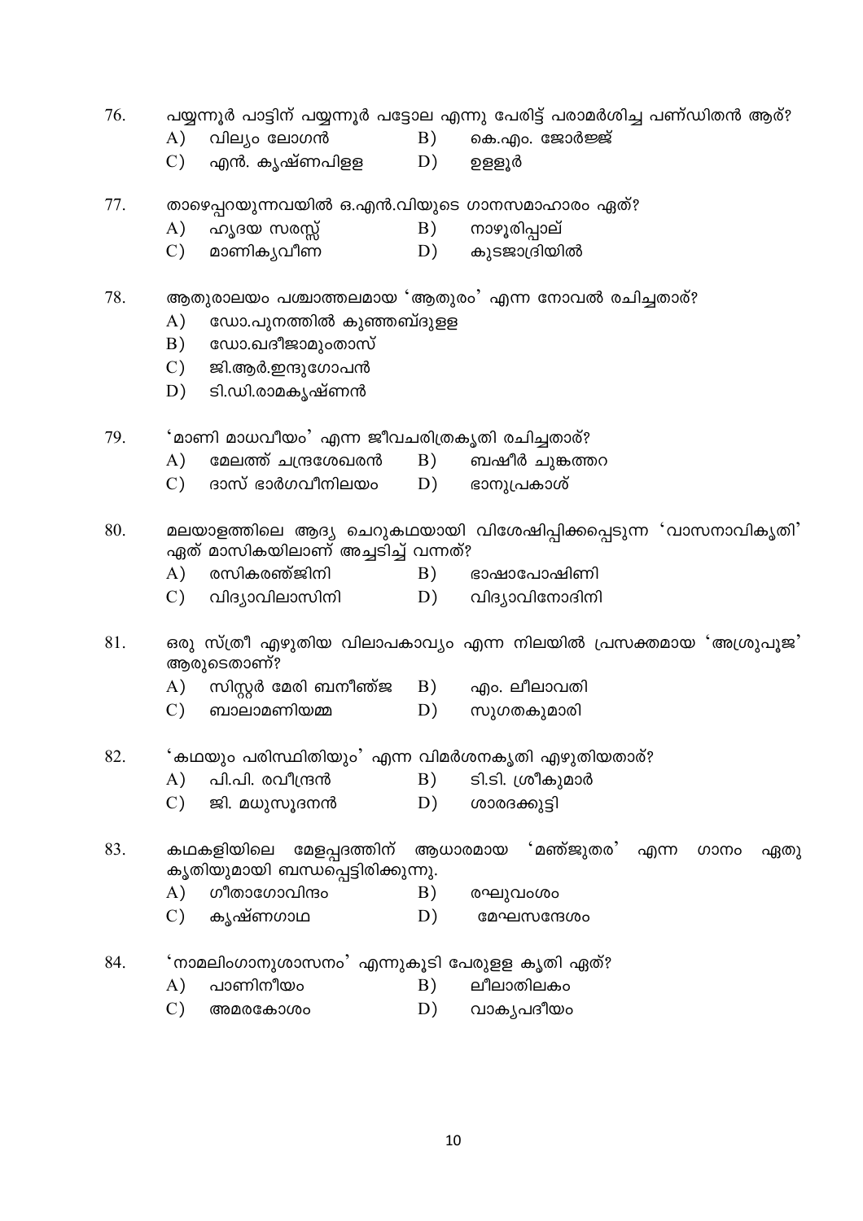76. പയ്യന്നൂർ പാട്ടിന് പയ്യന്നൂർ പട്ടോല എന്നു പേരിട്ട് പരാമർശിച്ച പണ്ഡിതൻ ആര്?

A) വില്യം ലോഗൻ
B) കെ.എം. ജോർജ്ജ്
C) എൻ. കൃഷ്ണപിള്ള
D) ഉള്ളൂർ

77. താഴെപ്പറയുന്നവയിൽ ഒ.എൻ.വിയുടെ ഗാനസമാഹാരം ഏത്?

A) ഹൃദയ സരസ്സ്
B) നാഴൂരിപ്പാല്
C) മാണിക്യവീണ
D) കുടജാദ്രിയിൽ

78. ആതുരാലയം പശ്ചാത്തലമായ 'ആതുരം' എന്ന നോവൽ രചിച്ചതാര്?

A) ഡോ.പുനത്തിൽ കുഞ്ഞബ്ദുള്ള
B) ഡോ.ഖദീജാമുംതാസ്
C) ജി.ആർ.ഇന്ദുഗോപൻ
D) ടി.ഡി.രാമകൃഷ്ണൻ

79. 'മാണി മാധവീയം' എന്ന ജീവചരിത്രകൃതി രചിച്ചതാര്?

A) മേലത്ത് ചന്ദ്രശേഖരൻ
B) ബഷീർ ചുങ്കത്തറ
C) ദാസ് ഭാർഗവീനിലയം
D) ഭാനുപ്രകാശ്

80. മലയാളത്തിലെ ആദ്യ ചെറുകഥയായി വിശേഷിപ്പിക്കപ്പെടുന്ന 'വാസനാവികൃതി' ഏത് മാസികയിലാണ് അച്ചടിച്ച് വന്നത്?

A) രസികരഞ്ജിനി
B) ഭാഷാപോഷിണി
C) വിദ്യാവിലാസിനി
D) വിദ്യാവിനോദിനി

81. ഒരു സ്ത്രീ എഴുതിയ വിലാപകാവ്യം എന്ന നിലയിൽ പ്രസക്തമായ 'അശ്രുപൂജ' ആരുടെതാണ്?

A) സിസ്റ്റർ മേരി ബനീഞ്ജ
B) എം. ലീലാവതി
C) ബാലാമണിയമ്മ
D) സുഗതകുമാരി

82. 'കഥയും പരിസ്ഥിതിയും' എന്ന വിമർശനകൃതി എഴുതിയതാര്?

A) പി.പി. രവീന്ദ്രൻ
B) ടി.ടി. ശ്രീകുമാർ
C) ജി. മധുസൂദനൻ
D) ശാരദക്കുട്ടി

83. കഥകളിയിലെ മേളപ്പദത്തിന് ആധാരമായ 'മഞ്ജുതര' എന്ന ഗാനം ഏതു കൃതിയുമായി ബന്ധപ്പെട്ടിരിക്കുന്നു.

A) ഗീതാഗോവിന്ദം
B) രഘുവംശം
C) കൃഷ്ണഗാഥ
D) മേഘസന്ദേശം

84. 'നാമലിംഗാനുശാസനം' എന്നുകൂടി പേരുള്ള കൃതി ഏത്?

A) പാണിനീയം
B) ലീലാതിലകം
C) അമരകോശം
D) വാക്യപദീയം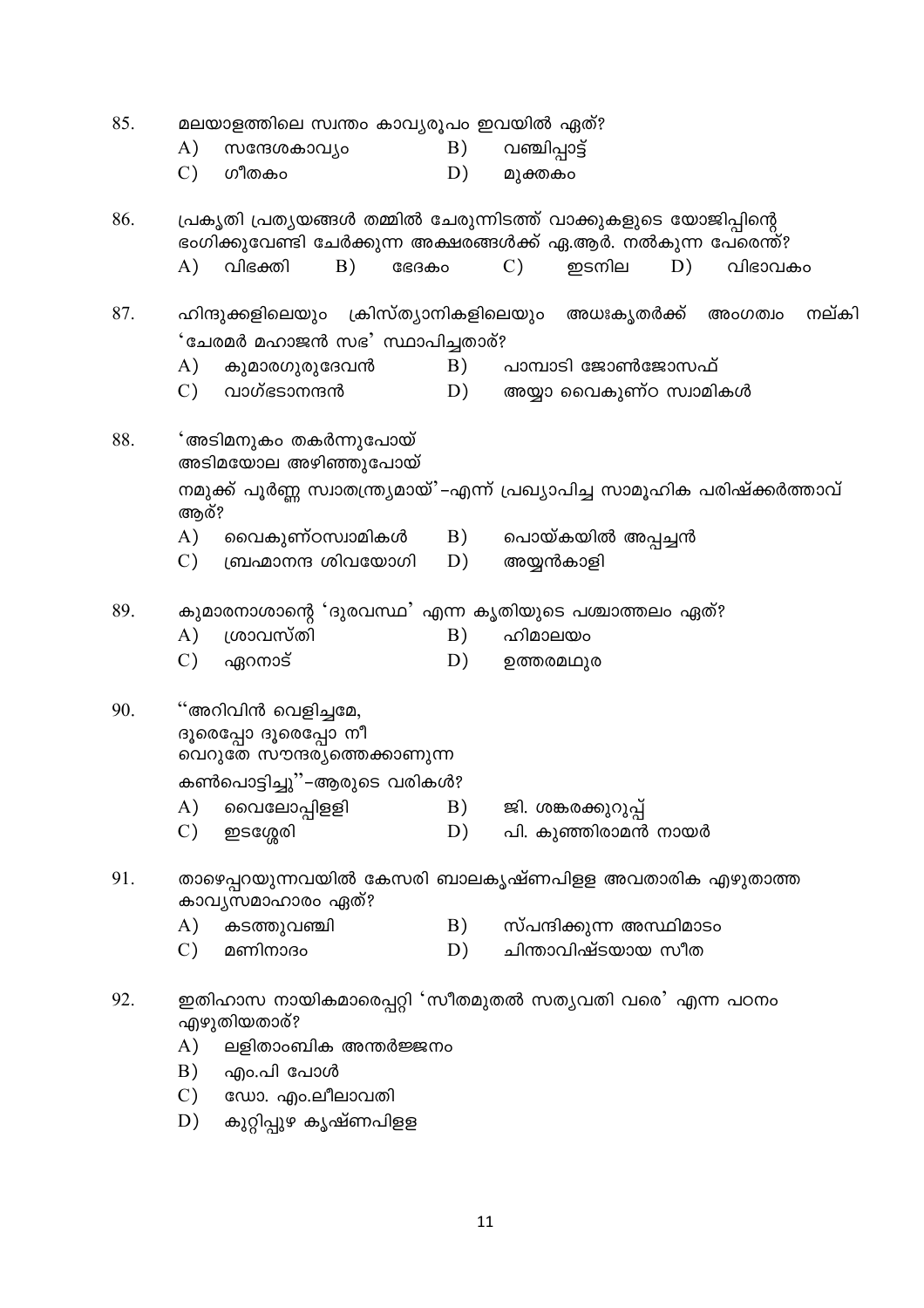85. മലയാളത്തിലെ സ്വന്തം കാവ്യരൂപം ഇവയിൽ ഏത്?

   A) സന്ദേശകാവ്യം  B) വഞ്ചിപ്പാട്ട്
   C) ഗീതകം  D) മുക്തകം

86. പ്രകൃതി പ്രത്യയങ്ങൾ തമ്മിൽ ചേരുന്നിടത്ത് വാക്കുകളുടെ യോജിപ്പിന്റെ ഭംഗിക്കുവേണ്ടി ചേർക്കുന്ന അക്ഷരങ്ങൾക്ക് ഏ.ആർ. നൽകുന്ന പേരെന്ത്?

   A) വിഭക്തി  B) ഭേദകം  C) ഇടനില  D) വിഭാവകം

87. ഹിന്ദുക്കളിലെയും ക്രിസ്ത്യാനികളിലെയും അധഃകൃതർക്ക് അംഗത്വം നല്കി 'ചേരമർ മഹാജൻ സഭ' സ്ഥാപിച്ചതാര്?

   A) കുമാരഗുരുദേവൻ  B) പാമ്പാടി ജോൺജോസഫ്
   C) വാഗ്ഭടാനന്ദൻ  D) അയ്യാ വൈകുണ്ഠ സ്വാമികൾ

88. 'അടിമനുകം തകർന്നുപോയ്
   അടിമയോല അഴിഞ്ഞുപോയ്
   നമുക്ക് പൂർണ്ണ സ്വാതന്ത്ര്യമായ്'–എന്ന് പ്രഖ്യാപിച്ച സാമൂഹിക പരിഷ്ക്കർത്താവ് ആര്?

   A) വൈകുണ്ഠസ്വാമികൾ  B) പൊയ്കയിൽ അപ്പച്ചൻ
   C) ബ്രഹ്മാനന്ദ ശിവയോഗി  D) അയ്യൻകാളി

89. കുമാരനാശാന്റെ 'ദുരവസ്ഥ' എന്ന കൃതിയുടെ പശ്ചാത്തലം ഏത്?

   A) ശ്രാവസ്തി  B) ഹിമാലയം
   C) ഏറനാട്  D) ഉത്തരമഥുര

90. "അറിവിൻ വെളിച്ചമേ,
   ദൂരെപ്പോ ദൂരെപ്പോ നീ
   വെറുതേ സൗന്ദര്യത്തെക്കാണുന്ന
   കൺപൊട്ടിച്ചു"–ആരുടെ വരികൾ?

   A) വൈലോപ്പിള്ളി  B) ജി. ശങ്കരക്കുറുപ്പ്
   C) ഇടശ്ശേരി  D) പി. കുഞ്ഞിരാമൻ നായർ

91. താഴെപ്പറയുന്നവയിൽ കേസരി ബാലകൃഷ്ണപിള്ള അവതാരിക എഴുതാത്ത കാവ്യസമാഹാരം ഏത്?

   A) കടത്തുവഞ്ചി  B) സ്പന്ദിക്കുന്ന അസ്ഥിമാടം
   C) മണിനാദം  D) ചിന്താവിഷ്ടയായ സീത

92. ഇതിഹാസ നായികമാരെപ്പറ്റി 'സീതമുതൽ സത്യവതി വരെ' എന്ന പഠനം എഴുതിയതാര്?

   A) ലളിതാംബിക അന്തർജ്ജനം
   B) എം.പി പോൾ
   C) ഡോ. എം.ലീലാവതി
   D) കുറ്റിപ്പുഴ കൃഷ്ണപിള്ള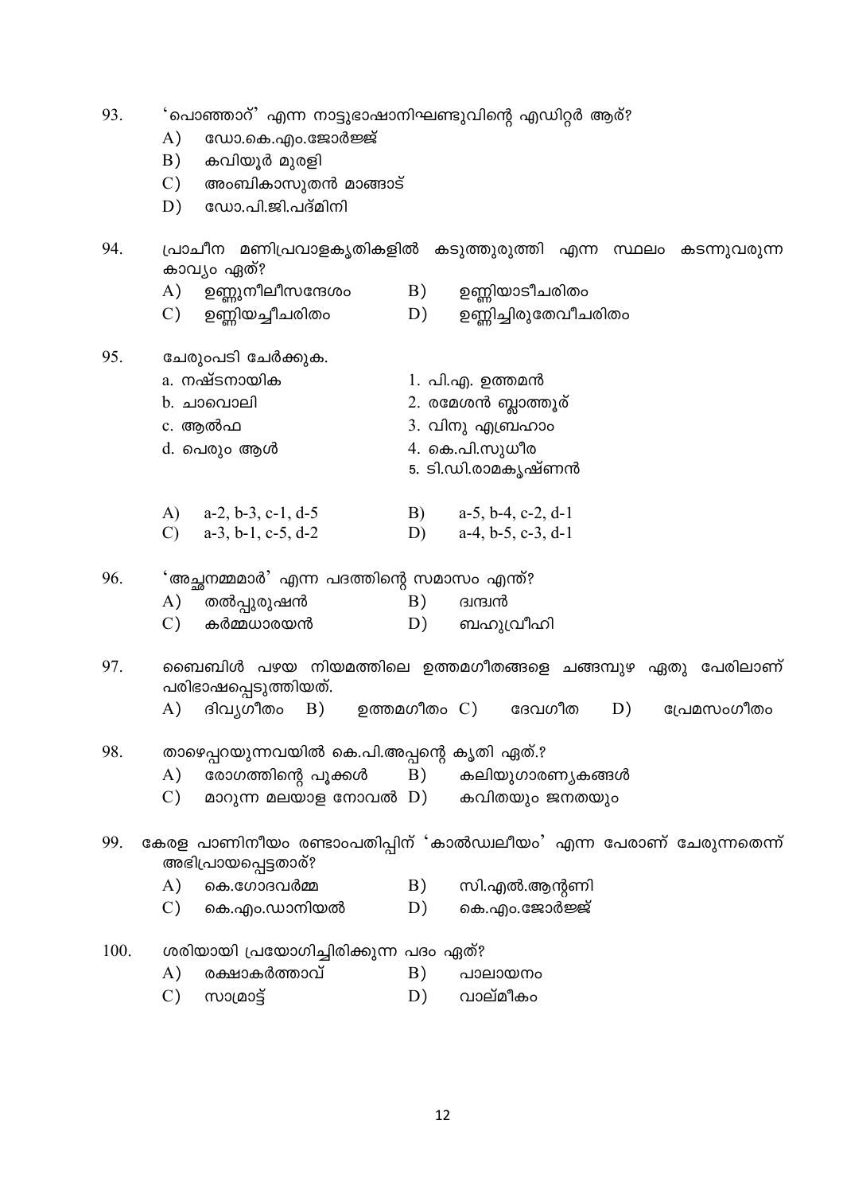93. ‘പൊഞ്ഞാറ്’ എന്ന നാട്ടുഭാഷാനിഘണ്ടുവിന്റെ എഡിറ്റർ ആര്?
   - A) ഡോ.കെ.എം.ജോർജ്ജ്
   - B) കവിയൂർ മുരളി
   - C) അംബികാസുതൻ മാങ്ങാട്
   - D) ഡോ.പി.ജി.പദ്മിനി

94. പ്രാചീന മണിപ്രവാളകൃതികളിൽ കടുത്തുരുത്തി എന്ന സ്ഥലം കടന്നുവരുന്ന കാവ്യം ഏത്?
   - A) ഉണ്ണുനീലീസന്ദേശം
   - B) ഉണ്ണിയാടീചരിതം
   - C) ഉണ്ണിയച്ചീചരിതം
   - D) ഉണ്ണിച്ചിരുതേവീചരിതം

95. ചേരുംപടി ചേർക്കുക.

| | |
|---|---|
| a. നഷ്ടനായിക | 1. പി.എ. ഉത്തമൻ |
| b. ചാവൊലി | 2. രമേശൻ ബ്ലാത്തൂര് |
| c. ആൽഫ | 3. വിനു എബ്രഹാം |
| d. പെരും ആൾ | 4. കെ.പി.സുധീര |
| | 5. ടി.ഡി.രാമകൃഷ്ണൻ |

   - A) a-2, b-3, c-1, d-5
   - B) a-5, b-4, c-2, d-1
   - C) a-3, b-1, c-5, d-2
   - D) a-4, b-5, c-3, d-1

96. ‘അച്ഛനമ്മമാർ’ എന്ന പദത്തിന്റെ സമാസം എന്ത്?
   - A) തൽപ്പുരുഷൻ
   - B) ദ്വന്ദ്വൻ
   - C) കർമ്മധാരയൻ
   - D) ബഹുവ്രീഹി

97. ബൈബിൾ പഴയ നിയമത്തിലെ ഉത്തമഗീതങ്ങളെ ചങ്ങമ്പുഴ ഏതു പേരിലാണ് പരിഭാഷപ്പെടുത്തിയത്.
   - A) ദിവ്യഗീതം
   - B) ഉത്തമഗീതം
   - C) ദേവഗീത
   - D) പ്രേമസംഗീതം

98. താഴെപ്പറയുന്നവയിൽ കെ.പി.അപ്പന്റെ കൃതി ഏത്.?
   - A) രോഗത്തിന്റെ പൂക്കൾ
   - B) കലിയുഗാരണ്യകങ്ങൾ
   - C) മാറുന്ന മലയാള നോവൽ
   - D) കവിതയും ജനതയും

99. കേരള പാണിനീയം രണ്ടാംപതിപ്പിന് ‘കാൽഡ്വലീയം’ എന്ന പേരാണ് ചേരുന്നതെന്ന് അഭിപ്രായപ്പെട്ടതാര്?
   - A) കെ.ഗോദവർമ്മ
   - B) സി.എൽ.ആന്റണി
   - C) കെ.എം.ഡാനിയൽ
   - D) കെ.എം.ജോർജ്ജ്

100. ശരിയായി പ്രയോഗിച്ചിരിക്കുന്ന പദം ഏത്?
   - A) രക്ഷാകർത്താവ്
   - B) പാലായനം
   - C) സാമ്രാട്ട്
   - D) വാല്മീകം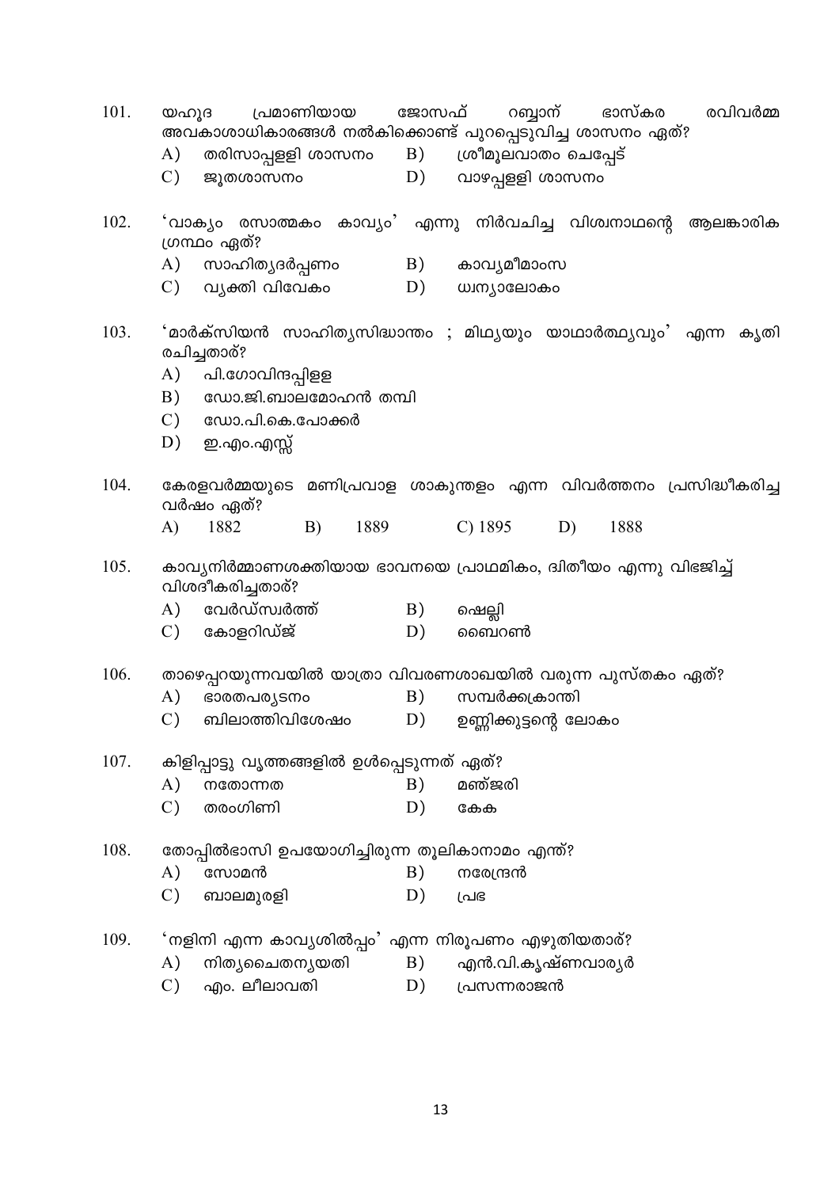101. യഹൂദ പ്രമാണിയായ ജോസഫ് റബ്ബാന് ഭാസ്കര രവിവർമ്മ അവകാശാധികാരങ്ങൾ നൽകിക്കൊണ്ട് പുറപ്പെടുവിച്ച ശാസനം ഏത്?

A) തരിസാപ്പള്ളി ശാസനം B) ശ്രീമൂലവാതം ചെപ്പേട്

C) ജൂതശാസനം D) വാഴപ്പള്ളി ശാസനം

102. 'വാക്യം രസാത്മകം കാവ്യം' എന്നു നിർവചിച്ച വിശ്വനാഥന്റെ ആലങ്കാരിക ഗ്രന്ഥം ഏത്?

A) സാഹിത്യദർപ്പണം B) കാവ്യമീമാംസ

C) വ്യക്തി വിവേകം D) ധ്വന്യാലോകം

103. 'മാർക്സിയൻ സാഹിത്യസിദ്ധാന്തം ; മിഥ്യയും യാഥാർത്ഥ്യവും' എന്ന കൃതി രചിച്ചതാര്?

A) പി.ഗോവിന്ദപ്പിള്ള

B) ഡോ.ജി.ബാലമോഹൻ തമ്പി

C) ഡോ.പി.കെ.പോക്കർ

D) ഇ.എം.എസ്സ്

104. കേരളവർമ്മയുടെ മണിപ്രവാള ശാകുന്തളം എന്ന വിവർത്തനം പ്രസിദ്ധീകരിച്ച വർഷം ഏത്?

A) 1882 B) 1889 C) 1895 D) 1888

105. കാവ്യനിർമ്മാണശക്തിയായ ഭാവനയെ പ്രാഥമികം, ദ്വിതീയം എന്നു വിഭജിച്ച് വിശദീകരിച്ചതാര്?

A) വേർഡ്സ്വർത്ത് B) ഷെല്ലി

C) കോളറിഡ്ജ് D) ബൈറൺ

106. താഴെപ്പറയുന്നവയിൽ യാത്രാ വിവരണശാഖയിൽ വരുന്ന പുസ്തകം ഏത്?

A) ഭാരതപര്യടനം B) സമ്പർക്കക്രാന്തി

C) ബിലാത്തിവിശേഷം D) ഉണ്ണിക്കുട്ടന്റെ ലോകം

107. കിളിപ്പാട്ടു വൃത്തങ്ങളിൽ ഉൾപ്പെടുന്നത് ഏത്?

A) നതോന്നത B) മഞ്ജരി

C) തരംഗിണി D) കേക

108. തോപ്പിൽഭാസി ഉപയോഗിച്ചിരുന്ന തൂലികാനാമം എന്ത്?

A) സോമൻ B) നരേന്ദ്രൻ

C) ബാലമുരളി D) പ്രഭ

109. 'നളിനി എന്ന കാവ്യശിൽപ്പം' എന്ന നിരൂപണം എഴുതിയതാര്?

A) നിത്യചൈതന്യയതി B) എൻ.വി.കൃഷ്ണവാര്യർ

C) എം. ലീലാവതി D) പ്രസന്നരാജൻ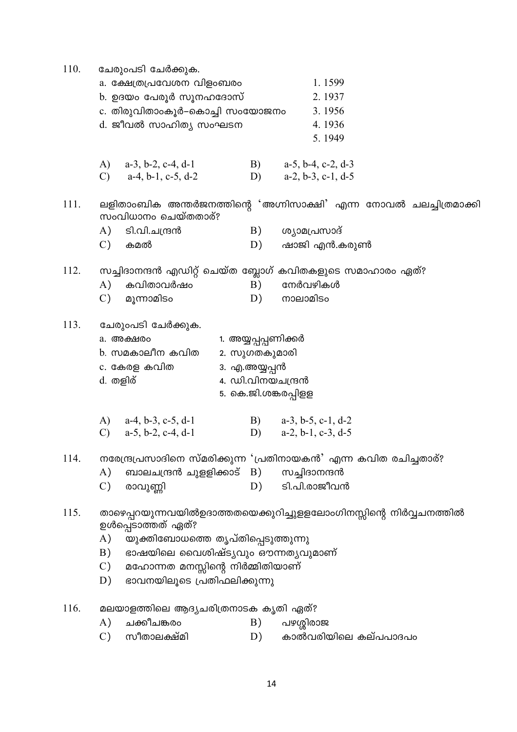110. ചേരുംപടി ചേർക്കുക.

| | |
|---|---|
| a. ക്ഷേത്രപ്രവേശന വിളംബരം | 1. 1599 |
| b. ഉദയം പേരൂർ സൂനഹദോസ് | 2. 1937 |
| c. തിരുവിതാംകൂർ–കൊച്ചി സംയോജനം | 3. 1956 |
| d. ജീവൽ സാഹിത്യ സംഘടന | 4. 1936 |
| | 5. 1949 |

A) a-3, b-2, c-4, d-1  
B) a-5, b-4, c-2, d-3  
C) a-4, b-1, c-5, d-2  
D) a-2, b-3, c-1, d-5

111. ലളിതാംബിക അന്തർജനത്തിന്റെ 'അഗ്നിസാക്ഷി' എന്ന നോവൽ ചലച്ചിത്രമാക്കി സംവിധാനം ചെയ്തതാര്?

A) ടി.വി.ചന്ദ്രൻ  
B) ശ്യാമപ്രസാദ്  
C) കമൽ  
D) ഷാജി എൻ.കരുൺ

112. സച്ചിദാനന്ദൻ എഡിറ്റ് ചെയ്ത ബ്ലോഗ് കവിതകളുടെ സമാഹാരം ഏത്?

A) കവിതാവർഷം  
B) നേർവഴികൾ  
C) മൂന്നാമിടം  
D) നാലാമിടം

113. ചേരുംപടി ചേർക്കുക.

| | |
|---|---|
| a. അക്ഷരം | 1. അയ്യപ്പപ്പണിക്കർ |
| b. സമകാലീന കവിത | 2. സുഗതകുമാരി |
| c. കേരള കവിത | 3. എ.അയ്യപ്പൻ |
| d. തളിര് | 4. ഡി.വിനയചന്ദ്രൻ |
| | 5. കെ.ജി.ശങ്കരപ്പിള്ള |

A) a-4, b-3, c-5, d-1  
B) a-3, b-5, c-1, d-2  
C) a-5, b-2, c-4, d-1  
D) a-2, b-1, c-3, d-5

114. നരേന്ദ്രപ്രസാദിനെ സ്മരിക്കുന്ന 'പ്രതിനായകൻ' എന്ന കവിത രചിച്ചതാര്?

A) ബാലചന്ദ്രൻ ചുള്ളിക്കാട്  
B) സച്ചിദാനന്ദൻ  
C) രാവുണ്ണി  
D) ടി.പി.രാജീവൻ

115. താഴെപ്പറയുന്നവയിൽഉദാത്തതയെക്കുറിച്ചുള്ളലോംഗിനസ്സിന്റെ നിർവ്വചനത്തിൽ ഉൾപ്പെടാത്തത് ഏത്?

A) യുക്തിബോധത്തെ തൃപ്തിപ്പെടുത്തുന്നു  
B) ഭാഷയിലെ വൈശിഷ്ട്യവും ഔന്നത്യവുമാണ്  
C) മഹോന്നത മനസ്സിന്റെ നിർമ്മിതിയാണ്  
D) ഭാവനയിലൂടെ പ്രതിഫലിക്കുന്നു

116. മലയാളത്തിലെ ആദ്യചരിത്രനാടക കൃതി ഏത്?

A) ചക്കീചങ്കരം  
B) പഴശ്ശിരാജ  
C) സീതാലക്ഷ്മി  
D) കാൽവരിയിലെ കല്പപാദപം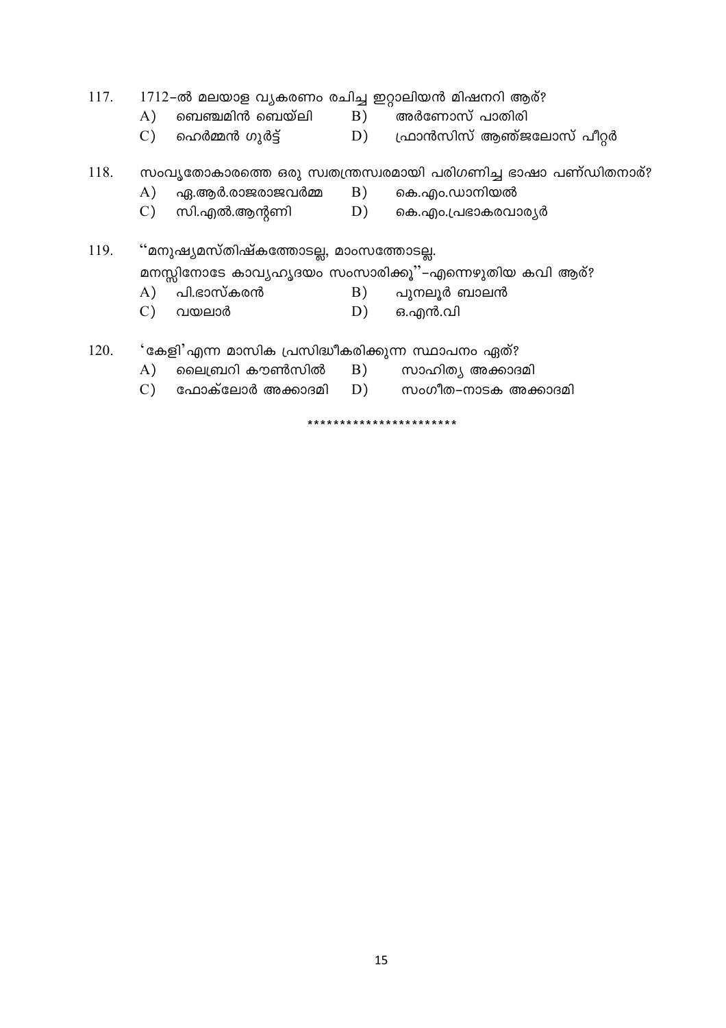117. 1712–ൽ മലയാള വ്യകരണം രചിച്ച ഇറ്റാലിയൻ മിഷനറി ആര്?

A) ബെഞ്ചമിൻ ബെയ്‌ലി B) അർണോസ് പാതിരി

C) ഹെർമ്മൻ ഗുർട്ട് D) ഫ്രാൻസിസ് ആഞ്ജലോസ് പീറ്റർ

118. സംവൃതോകാരത്തെ ഒരു സ്വതന്ത്രസ്വരമായി പരിഗണിച്ച ഭാഷാ പണ്ഡിതനാര്?

A) ഏ.ആർ.രാജരാജവർമ്മ B) കെ.എം.ഡാനിയൽ

C) സി.എൽ.ആന്റണി D) കെ.എം.പ്രഭാകരവാര്യർ

119. "മനുഷ്യമസ്തിഷ്കത്തോടല്ല, മാംസത്തോടല്ല.
മനസ്സിനോടേ കാവ്യഹൃദയം സംസാരിക്കൂ"–എന്നെഴുതിയ കവി ആര്?

A) പി.ഭാസ്കരൻ B) പുനലൂർ ബാലൻ

C) വയലാർ D) ഒ.എൻ.വി

120. 'കേളി' എന്ന മാസിക പ്രസിദ്ധീകരിക്കുന്ന സ്ഥാപനം ഏത്?

A) ലൈബ്രറി കൗൺസിൽ B) സാഹിത്യ അക്കാദമി

C) ഫോക്‌ലോർ അക്കാദമി D) സംഗീത–നാടക അക്കാദമി

**********************